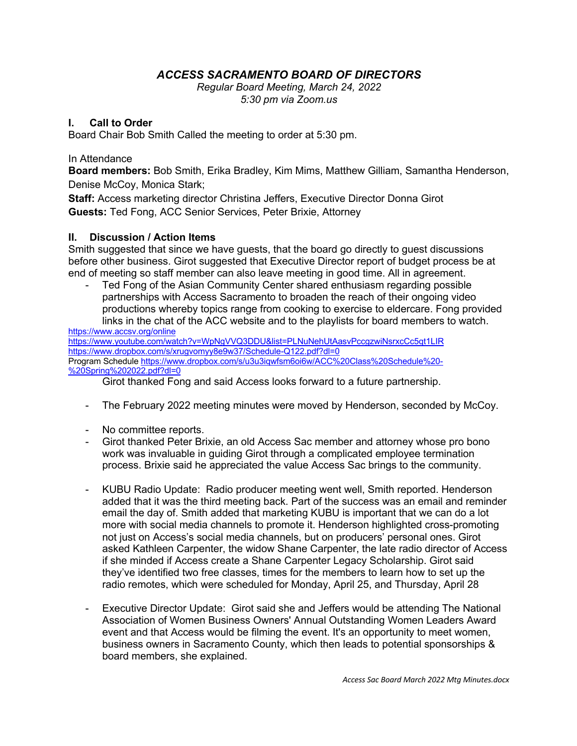# *ACCESS SACRAMENTO BOARD OF DIRECTORS*

*Regular Board Meeting, March 24, 2022*
*5:30 pm via Zoom.us*

## I. Call to Order

Board Chair Bob Smith Called the meeting to order at 5:30 pm.

In Attendance

**Board members:** Bob Smith, Erika Bradley, Kim Mims, Matthew Gilliam, Samantha Henderson, Denise McCoy, Monica Stark;

**Staff:** Access marketing director Christina Jeffers, Executive Director Donna Girot

**Guests:** Ted Fong, ACC Senior Services, Peter Brixie, Attorney

## II. Discussion / Action Items

Smith suggested that since we have guests, that the board go directly to guest discussions before other business. Girot suggested that Executive Director report of budget process be at end of meeting so staff member can also leave meeting in good time. All in agreement.

- Ted Fong of the Asian Community Center shared enthusiasm regarding possible partnerships with Access Sacramento to broaden the reach of their ongoing video productions whereby topics range from cooking to exercise to eldercare. Fong provided links in the chat of the ACC website and to the playlists for board members to watch.

https://www.accsv.org/online
https://www.youtube.com/watch?v=WpNgVVQ3DDU&list=PLNuNehUtAasvPccgzwiNsrxcCc5qt1LIR
https://www.dropbox.com/s/xrugvomyy8e9w37/Schedule-Q122.pdf?dl=0
Program Schedule https://www.dropbox.com/s/u3u3iqwfsm6oi6w/ACC%20Class%20Schedule%20-%20Spring%202022.pdf?dl=0

  Girot thanked Fong and said Access looks forward to a future partnership.

- The February 2022 meeting minutes were moved by Henderson, seconded by McCoy.

- No committee reports.
- Girot thanked Peter Brixie, an old Access Sac member and attorney whose pro bono work was invaluable in guiding Girot through a complicated employee termination process. Brixie said he appreciated the value Access Sac brings to the community.

- KUBU Radio Update: Radio producer meeting went well, Smith reported. Henderson added that it was the third meeting back. Part of the success was an email and reminder email the day of. Smith added that marketing KUBU is important that we can do a lot more with social media channels to promote it. Henderson highlighted cross-promoting not just on Access's social media channels, but on producers' personal ones. Girot asked Kathleen Carpenter, the widow Shane Carpenter, the late radio director of Access if she minded if Access create a Shane Carpenter Legacy Scholarship. Girot said they've identified two free classes, times for the members to learn how to set up the radio remotes, which were scheduled for Monday, April 25, and Thursday, April 28

- Executive Director Update: Girot said she and Jeffers would be attending The National Association of Women Business Owners' Annual Outstanding Women Leaders Award event and that Access would be filming the event. It's an opportunity to meet women, business owners in Sacramento County, which then leads to potential sponsorships & board members, she explained.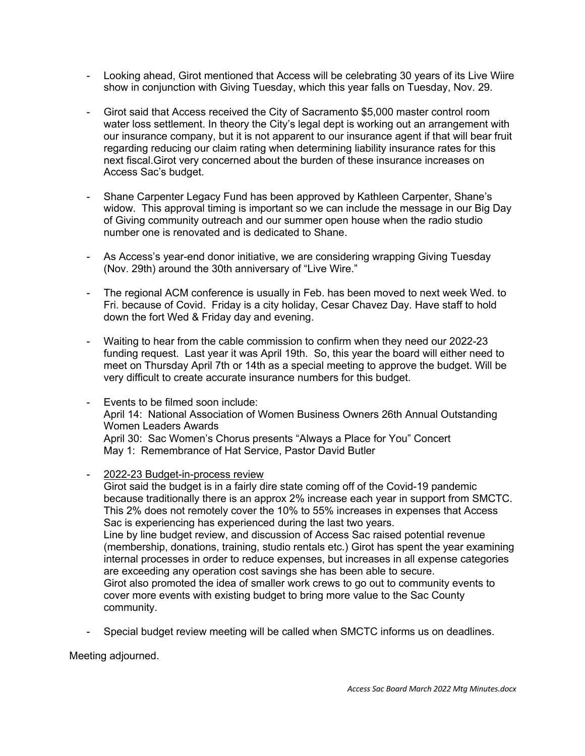- Looking ahead, Girot mentioned that Access will be celebrating 30 years of its Live Wiire show in conjunction with Giving Tuesday, which this year falls on Tuesday, Nov. 29.

- Girot said that Access received the City of Sacramento $5,000 master control room water loss settlement. In theory the City's legal dept is working out an arrangement with our insurance company, but it is not apparent to our insurance agent if that will bear fruit regarding reducing our claim rating when determining liability insurance rates for this next fiscal.Girot very concerned about the burden of these insurance increases on Access Sac's budget.

- Shane Carpenter Legacy Fund has been approved by Kathleen Carpenter, Shane's widow. This approval timing is important so we can include the message in our Big Day of Giving community outreach and our summer open house when the radio studio number one is renovated and is dedicated to Shane.

- As Access's year-end donor initiative, we are considering wrapping Giving Tuesday (Nov. 29th) around the 30th anniversary of "Live Wire."

- The regional ACM conference is usually in Feb. has been moved to next week Wed. to Fri. because of Covid. Friday is a city holiday, Cesar Chavez Day. Have staff to hold down the fort Wed & Friday day and evening.

- Waiting to hear from the cable commission to confirm when they need our 2022-23 funding request. Last year it was April 19th. So, this year the board will either need to meet on Thursday April 7th or 14th as a special meeting to approve the budget. Will be very difficult to create accurate insurance numbers for this budget.

- Events to be filmed soon include:
  April 14: National Association of Women Business Owners 26th Annual Outstanding Women Leaders Awards
  April 30: Sac Women's Chorus presents "Always a Place for You" Concert
  May 1: Remembrance of Hat Service, Pastor David Butler

- 2022-23 Budget-in-process review
  Girot said the budget is in a fairly dire state coming off of the Covid-19 pandemic because traditionally there is an approx 2% increase each year in support from SMCTC. This 2% does not remotely cover the 10% to 55% increases in expenses that Access Sac is experiencing has experienced during the last two years.
  Line by line budget review, and discussion of Access Sac raised potential revenue (membership, donations, training, studio rentals etc.) Girot has spent the year examining internal processes in order to reduce expenses, but increases in all expense categories are exceeding any operation cost savings she has been able to secure.
  Girot also promoted the idea of smaller work crews to go out to community events to cover more events with existing budget to bring more value to the Sac County community.

- Special budget review meeting will be called when SMCTC informs us on deadlines.

Meeting adjourned.